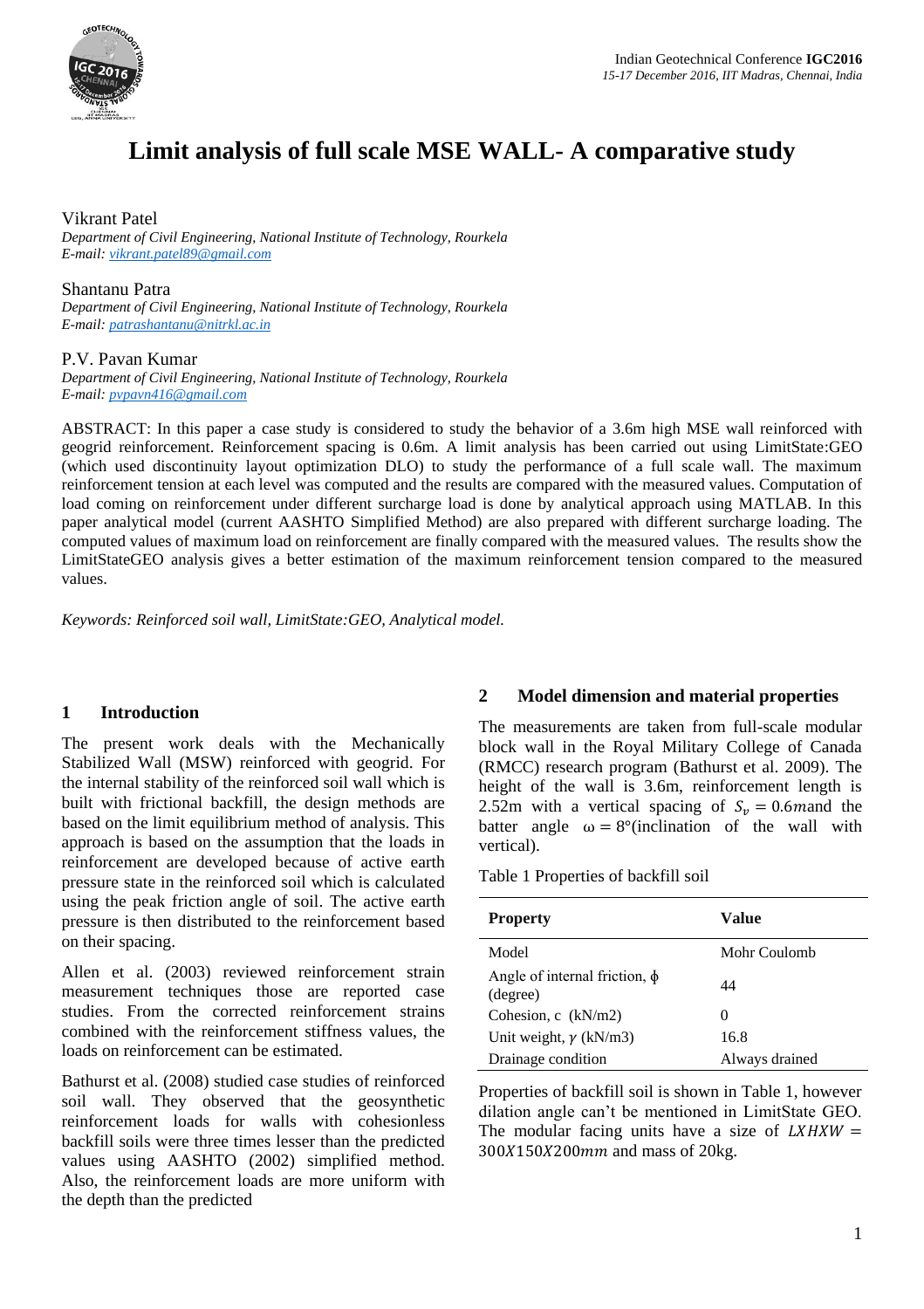# Limit analysis of full scale MSE WALL- A comparative study

Vikrant Patel
*Department of Civil Engineering, National Institute of Technology, Rourkela*
*E-mail: vikrant.patel89@gmail.com*

Shantanu Patra
*Department of Civil Engineering, National Institute of Technology, Rourkela*
*E-mail: patrashantanu@nitrkl.ac.in*

P.V. Pavan Kumar
*Department of Civil Engineering, National Institute of Technology, Rourkela*
*E-mail: pvpavn416@gmail.com*

ABSTRACT: In this paper a case study is considered to study the behavior of a 3.6m high MSE wall reinforced with geogrid reinforcement. Reinforcement spacing is 0.6m. A limit analysis has been carried out using LimitState:GEO (which used discontinuity layout optimization DLO) to study the performance of a full scale wall. The maximum reinforcement tension at each level was computed and the results are compared with the measured values. Computation of load coming on reinforcement under different surcharge load is done by analytical approach using MATLAB. In this paper analytical model (current AASHTO Simplified Method) are also prepared with different surcharge loading. The computed values of maximum load on reinforcement are finally compared with the measured values. The results show the LimitStateGEO analysis gives a better estimation of the maximum reinforcement tension compared to the measured values.

*Keywords: Reinforced soil wall, LimitState:GEO, Analytical model.*

## 1 Introduction

The present work deals with the Mechanically Stabilized Wall (MSW) reinforced with geogrid. For the internal stability of the reinforced soil wall which is built with frictional backfill, the design methods are based on the limit equilibrium method of analysis. This approach is based on the assumption that the loads in reinforcement are developed because of active earth pressure state in the reinforced soil which is calculated using the peak friction angle of soil. The active earth pressure is then distributed to the reinforcement based on their spacing.

Allen et al. (2003) reviewed reinforcement strain measurement techniques those are reported case studies. From the corrected reinforcement strains combined with the reinforcement stiffness values, the loads on reinforcement can be estimated.

Bathurst et al. (2008) studied case studies of reinforced soil wall. They observed that the geosynthetic reinforcement loads for walls with cohesionless backfill soils were three times lesser than the predicted values using AASHTO (2002) simplified method. Also, the reinforcement loads are more uniform with the depth than the predicted

## 2 Model dimension and material properties

The measurements are taken from full-scale modular block wall in the Royal Military College of Canada (RMCC) research program (Bathurst et al. 2009). The height of the wall is 3.6m, reinforcement length is 2.52m with a vertical spacing of $S_v = 0.6m$ and the batter angle $\omega = 8°$ (inclination of the wall with vertical).

Table 1 Properties of backfill soil

| Property | Value |
|---|---|
| Model | Mohr Coulomb |
| Angle of internal friction, $\phi$ (degree) | 44 |
| Cohesion, c (kN/m2) | 0 |
| Unit weight, $\gamma$ (kN/m3) | 16.8 |
| Drainage condition | Always drained |

Properties of backfill soil is shown in Table 1, however dilation angle can't be mentioned in LimitState GEO. The modular facing units have a size of $LXHXW = 300X150X200mm$ and mass of 20kg.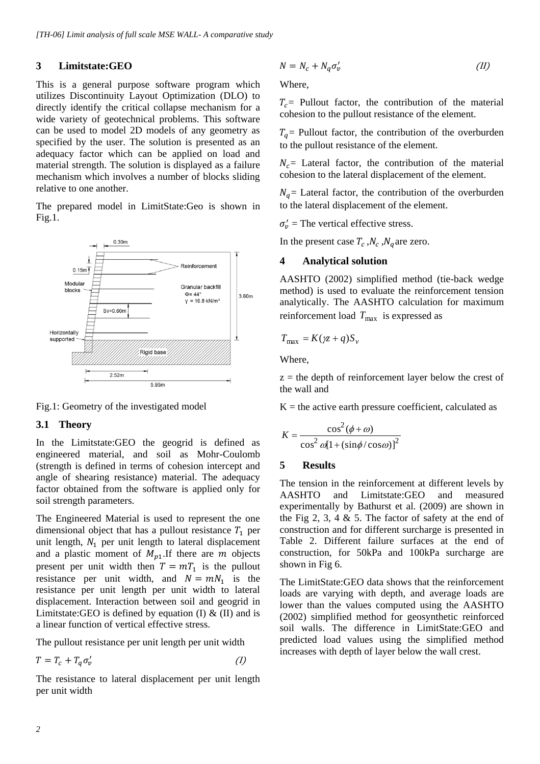## 3 Limitstate:GEO

This is a general purpose software program which utilizes Discontinuity Layout Optimization (DLO) to directly identify the critical collapse mechanism for a wide variety of geotechnical problems. This software can be used to model 2D models of any geometry as specified by the user. The solution is presented as an adequacy factor which can be applied on load and material strength. The solution is displayed as a failure mechanism which involves a number of blocks sliding relative to one another.

The prepared model in LimitState:Geo is shown in Fig.1.

Fig.1: Geometry of the investigated model

### 3.1 Theory

In the Limitstate:GEO the geogrid is defined as engineered material, and soil as Mohr-Coulomb (strength is defined in terms of cohesion intercept and angle of shearing resistance) material. The adequacy factor obtained from the software is applied only for soil strength parameters.

The Engineered Material is used to represent the one dimensional object that has a pullout resistance $T_1$ per unit length, $N_1$ per unit length to lateral displacement and a plastic moment of $M_{p1}$.If there are $m$ objects present per unit width then $T = mT_1$ is the pullout resistance per unit width, and $N = mN_1$ is the resistance per unit length per unit width to lateral displacement. Interaction between soil and geogrid in Limitstate:GEO is defined by equation (I) & (II) and is a linear function of vertical effective stress.

The pullout resistance per unit length per unit width

$$T = T_c + T_q\sigma_v' \qquad (I)$$

The resistance to lateral displacement per unit length per unit width

$$N = N_c + N_q\sigma_v' \qquad (II)$$

Where,

$T_c$= Pullout factor, the contribution of the material cohesion to the pullout resistance of the element.

$T_q$= Pullout factor, the contribution of the overburden to the pullout resistance of the element.

$N_c$= Lateral factor, the contribution of the material cohesion to the lateral displacement of the element.

$N_q$= Lateral factor, the contribution of the overburden to the lateral displacement of the element.

$\sigma_v'$ = The vertical effective stress.

In the present case $T_c$ ,$N_c$ ,$N_q$ are zero.

## 4 Analytical solution

AASHTO (2002) simplified method (tie-back wedge method) is used to evaluate the reinforcement tension analytically. The AASHTO calculation for maximum reinforcement load $T_{\max}$ is expressed as

$$T_{\max} = K(\gamma z + q)S_v$$

Where,

z = the depth of reinforcement layer below the crest of the wall and

K = the active earth pressure coefficient, calculated as

$$K = \frac{\cos^2(\phi + \omega)}{\cos^2\omega[1 + (\sin\phi/\cos\omega)]^2}$$

## 5 Results

The tension in the reinforcement at different levels by AASHTO and Limitstate:GEO and measured experimentally by Bathurst et al. (2009) are shown in the Fig 2, 3, 4 & 5. The factor of safety at the end of construction and for different surcharge is presented in Table 2. Different failure surfaces at the end of construction, for 50kPa and 100kPa surcharge are shown in Fig 6.

The LimitState:GEO data shows that the reinforcement loads are varying with depth, and average loads are lower than the values computed using the AASHTO (2002) simplified method for geosynthetic reinforced soil walls. The difference in LimitState:GEO and predicted load values using the simplified method increases with depth of layer below the wall crest.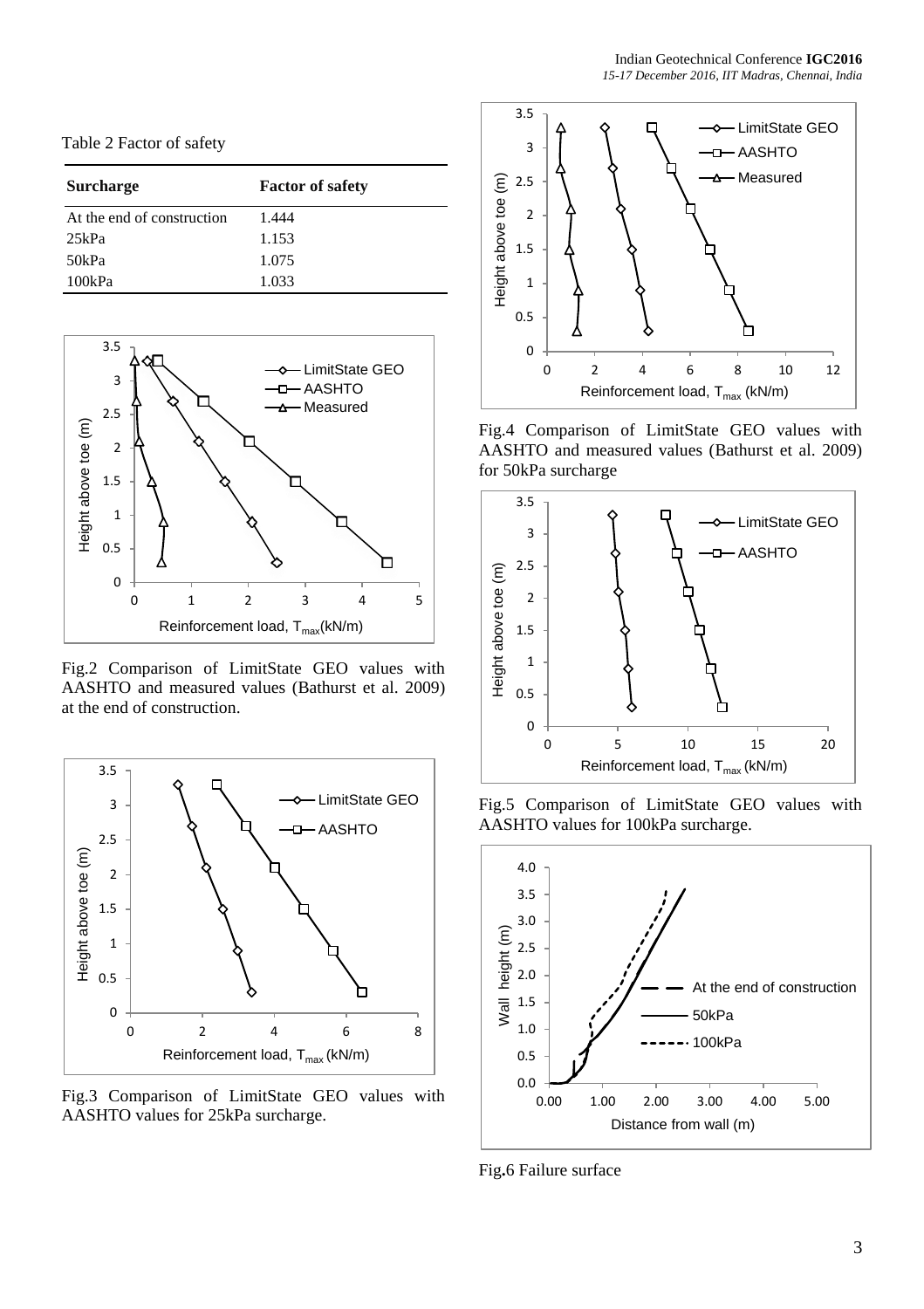Table 2 Factor of safety

| Surcharge | Factor of safety |
|---|---|
| At the end of construction | 1.444 |
| 25kPa | 1.153 |
| 50kPa | 1.075 |
| 100kPa | 1.033 |

Fig.2 Comparison of LimitState GEO values with AASHTO and measured values (Bathurst et al. 2009) at the end of construction.

Fig.3 Comparison of LimitState GEO values with AASHTO values for 25kPa surcharge.

Fig.4 Comparison of LimitState GEO values with AASHTO and measured values (Bathurst et al. 2009) for 50kPa surcharge

Fig.5 Comparison of LimitState GEO values with AASHTO values for 100kPa surcharge.

Fig.6 Failure surface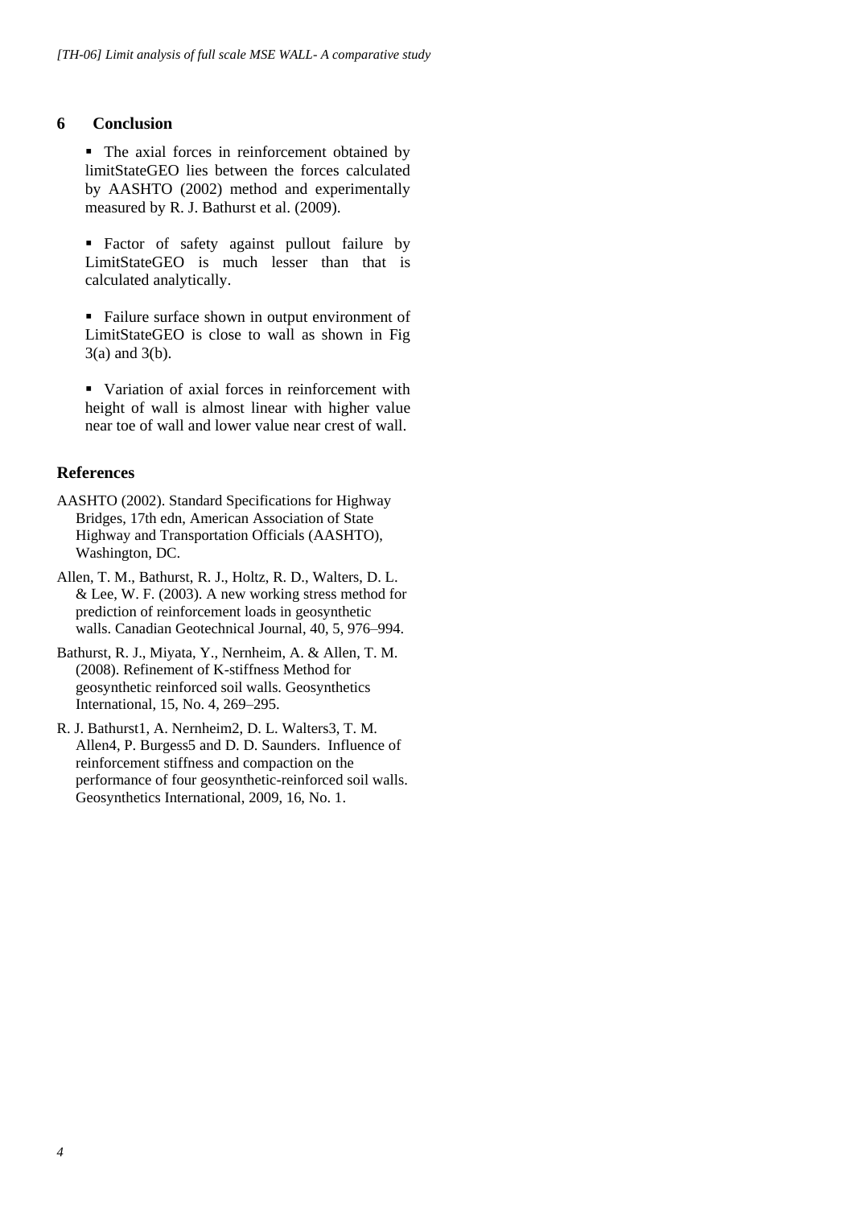## 6 Conclusion

- The axial forces in reinforcement obtained by limitStateGEO lies between the forces calculated by AASHTO (2002) method and experimentally measured by R. J. Bathurst et al. (2009).

- Factor of safety against pullout failure by LimitStateGEO is much lesser than that is calculated analytically.

- Failure surface shown in output environment of LimitStateGEO is close to wall as shown in Fig 3(a) and 3(b).

- Variation of axial forces in reinforcement with height of wall is almost linear with higher value near toe of wall and lower value near crest of wall.

## References

AASHTO (2002). Standard Specifications for Highway Bridges, 17th edn, American Association of State Highway and Transportation Officials (AASHTO), Washington, DC.

Allen, T. M., Bathurst, R. J., Holtz, R. D., Walters, D. L. & Lee, W. F. (2003). A new working stress method for prediction of reinforcement loads in geosynthetic walls. Canadian Geotechnical Journal, 40, 5, 976–994.

Bathurst, R. J., Miyata, Y., Nernheim, A. & Allen, T. M. (2008). Refinement of K-stiffness Method for geosynthetic reinforced soil walls. Geosynthetics International, 15, No. 4, 269–295.

R. J. Bathurst1, A. Nernheim2, D. L. Walters3, T. M. Allen4, P. Burgess5 and D. D. Saunders. Influence of reinforcement stiffness and compaction on the performance of four geosynthetic-reinforced soil walls. Geosynthetics International, 2009, 16, No. 1.